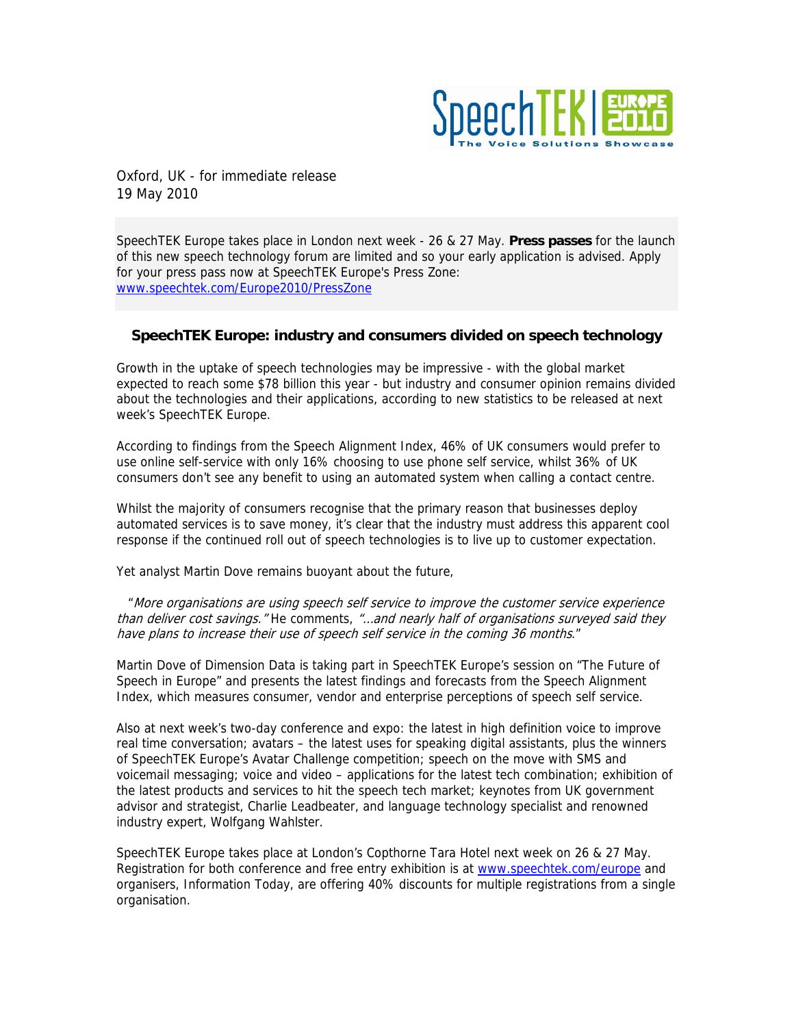SpeechTEK | EUROPE 2010
The Voice Solutions Showcase

Oxford, UK - for immediate release
19 May 2010

SpeechTEK Europe takes place in London next week - 26 & 27 May. **Press passes** for the launch of this new speech technology forum are limited and so your early application is advised. Apply for your press pass now at SpeechTEK Europe's Press Zone: www.speechtek.com/Europe2010/PressZone

## SpeechTEK Europe: industry and consumers divided on speech technology

Growth in the uptake of speech technologies may be impressive - with the global market expected to reach some $78 billion this year - but industry and consumer opinion remains divided about the technologies and their applications, according to new statistics to be released at next week's SpeechTEK Europe.

According to findings from the Speech Alignment Index, 46% of UK consumers would prefer to use online self-service with only 16% choosing to use phone self service, whilst 36% of UK consumers don't see any benefit to using an automated system when calling a contact centre.

Whilst the majority of consumers recognise that the primary reason that businesses deploy automated services is to save money, it's clear that the industry must address this apparent cool response if the continued roll out of speech technologies is to live up to customer expectation.

Yet analyst Martin Dove remains buoyant about the future,

"*More organisations are using speech self service to improve the customer service experience than deliver cost savings.*" He comments, "*...and nearly half of organisations surveyed said they have plans to increase their use of speech self service in the coming 36 months*."

Martin Dove of Dimension Data is taking part in SpeechTEK Europe's session on "The Future of Speech in Europe" and presents the latest findings and forecasts from the Speech Alignment Index, which measures consumer, vendor and enterprise perceptions of speech self service.

Also at next week's two-day conference and expo: the latest in high definition voice to improve real time conversation; avatars – the latest uses for speaking digital assistants, plus the winners of SpeechTEK Europe's Avatar Challenge competition; speech on the move with SMS and voicemail messaging; voice and video – applications for the latest tech combination; exhibition of the latest products and services to hit the speech tech market; keynotes from UK government advisor and strategist, Charlie Leadbeater, and language technology specialist and renowned industry expert, Wolfgang Wahlster.

SpeechTEK Europe takes place at London's Copthorne Tara Hotel next week on 26 & 27 May. Registration for both conference and free entry exhibition is at www.speechtek.com/europe and organisers, Information Today, are offering 40% discounts for multiple registrations from a single organisation.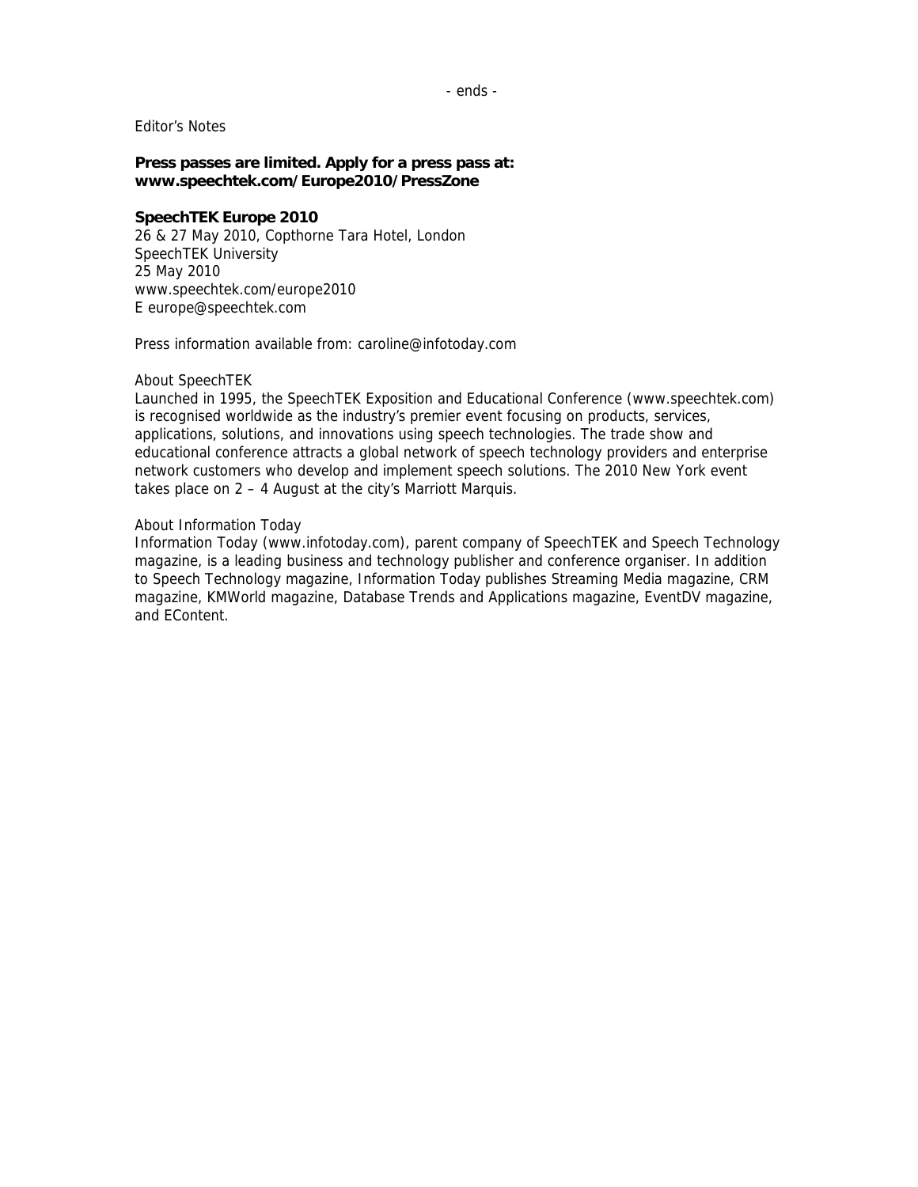- ends -

Editor's Notes

**Press passes are limited. Apply for a press pass at: www.speechtek.com/Europe2010/PressZone**

**SpeechTEK Europe 2010**
26 & 27 May 2010, Copthorne Tara Hotel, London
SpeechTEK University
25 May 2010
www.speechtek.com/europe2010
E europe@speechtek.com

Press information available from: caroline@infotoday.com

About SpeechTEK
Launched in 1995, the SpeechTEK Exposition and Educational Conference (www.speechtek.com) is recognised worldwide as the industry's premier event focusing on products, services, applications, solutions, and innovations using speech technologies. The trade show and educational conference attracts a global network of speech technology providers and enterprise network customers who develop and implement speech solutions. The 2010 New York event takes place on 2 – 4 August at the city's Marriott Marquis.

About Information Today
Information Today (www.infotoday.com), parent company of SpeechTEK and Speech Technology magazine, is a leading business and technology publisher and conference organiser. In addition to Speech Technology magazine, Information Today publishes Streaming Media magazine, CRM magazine, KMWorld magazine, Database Trends and Applications magazine, EventDV magazine, and EContent.